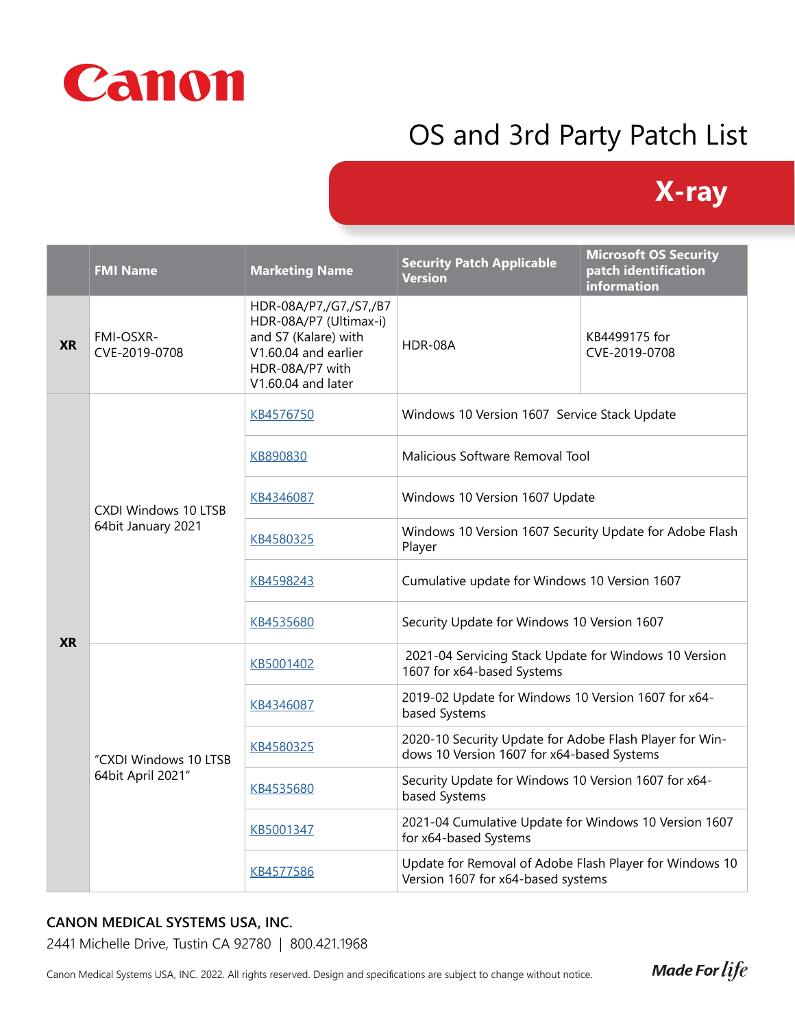Canon

# OS and 3rd Party Patch List

## X-ray

| | FMI Name | Marketing Name | Security Patch Applicable Version | Microsoft OS Security patch identification information |
|---|---|---|---|---|
| **XR** | FMI-OSXR-CVE-2019-0708 | HDR-08A/P7,/G7,/S7,/B7 HDR-08A/P7 (Ultimax-i) and S7 (Kalare) with V1.60.04 and earlier HDR-08A/P7 with V1.60.04 and later | HDR-08A | KB4499175 for CVE-2019-0708 |
| **XR** | CXDI Windows 10 LTSB 64bit January 2021 | KB4576750 | Windows 10 Version 1607 Service Stack Update | |
| | | KB890830 | Malicious Software Removal Tool | |
| | | KB4346087 | Windows 10 Version 1607 Update | |
| | | KB4580325 | Windows 10 Version 1607 Security Update for Adobe Flash Player | |
| | | KB4598243 | Cumulative update for Windows 10 Version 1607 | |
| | | KB4535680 | Security Update for Windows 10 Version 1607 | |
| | "CXDI Windows 10 LTSB 64bit April 2021" | KB5001402 | 2021-04 Servicing Stack Update for Windows 10 Version 1607 for x64-based Systems | |
| | | KB4346087 | 2019-02 Update for Windows 10 Version 1607 for x64-based Systems | |
| | | KB4580325 | 2020-10 Security Update for Adobe Flash Player for Windows 10 Version 1607 for x64-based Systems | |
| | | KB4535680 | Security Update for Windows 10 Version 1607 for x64-based Systems | |
| | | KB5001347 | 2021-04 Cumulative Update for Windows 10 Version 1607 for x64-based Systems | |
| | | KB4577586 | Update for Removal of Adobe Flash Player for Windows 10 Version 1607 for x64-based systems | |

**CANON MEDICAL SYSTEMS USA, INC.**

2441 Michelle Drive, Tustin CA 92780 | 800.421.1968

Canon Medical Systems USA, INC. 2022. All rights reserved. Design and specifications are subject to change without notice.

*Made For life*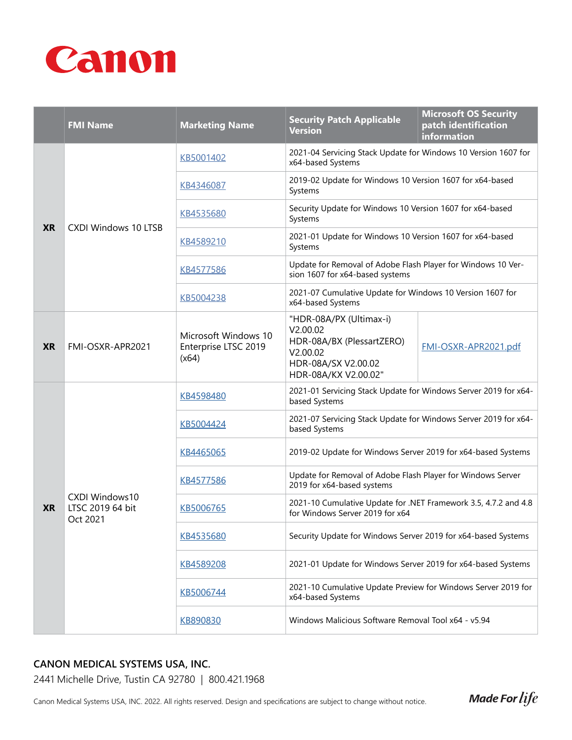**Canon**

| | FMI Name | Marketing Name | Security Patch Applicable Version | Microsoft OS Security patch identification information |
|---|---|---|---|---|
| **XR** | CXDI Windows 10 LTSB | KB5001402 | 2021-04 Servicing Stack Update for Windows 10 Version 1607 for x64-based Systems | |
| | | KB4346087 | 2019-02 Update for Windows 10 Version 1607 for x64-based Systems | |
| | | KB4535680 | Security Update for Windows 10 Version 1607 for x64-based Systems | |
| | | KB4589210 | 2021-01 Update for Windows 10 Version 1607 for x64-based Systems | |
| | | KB4577586 | Update for Removal of Adobe Flash Player for Windows 10 Version 1607 for x64-based systems | |
| | | KB5004238 | 2021-07 Cumulative Update for Windows 10 Version 1607 for x64-based Systems | |
| **XR** | FMI-OSXR-APR2021 | Microsoft Windows 10 Enterprise LTSC 2019 (x64) | "HDR-08A/PX (Ultimax-i) V2.00.02 HDR-08A/BX (PlessartZERO) V2.00.02 HDR-08A/SX V2.00.02 HDR-08A/KX V2.00.02" | FMI-OSXR-APR2021.pdf |
| **XR** | CXDI Windows10 LTSC 2019 64 bit Oct 2021 | KB4598480 | 2021-01 Servicing Stack Update for Windows Server 2019 for x64-based Systems | |
| | | KB5004424 | 2021-07 Servicing Stack Update for Windows Server 2019 for x64-based Systems | |
| | | KB4465065 | 2019-02 Update for Windows Server 2019 for x64-based Systems | |
| | | KB4577586 | Update for Removal of Adobe Flash Player for Windows Server 2019 for x64-based systems | |
| | | KB5006765 | 2021-10 Cumulative Update for .NET Framework 3.5, 4.7.2 and 4.8 for Windows Server 2019 for x64 | |
| | | KB4535680 | Security Update for Windows Server 2019 for x64-based Systems | |
| | | KB4589208 | 2021-01 Update for Windows Server 2019 for x64-based Systems | |
| | | KB5006744 | 2021-10 Cumulative Update Preview for Windows Server 2019 for x64-based Systems | |
| | | KB890830 | Windows Malicious Software Removal Tool x64 - v5.94 | |

**CANON MEDICAL SYSTEMS USA, INC.**

2441 Michelle Drive, Tustin CA 92780 | 800.421.1968

Canon Medical Systems USA, INC. 2022. All rights reserved. Design and specifications are subject to change without notice.

*Made For life*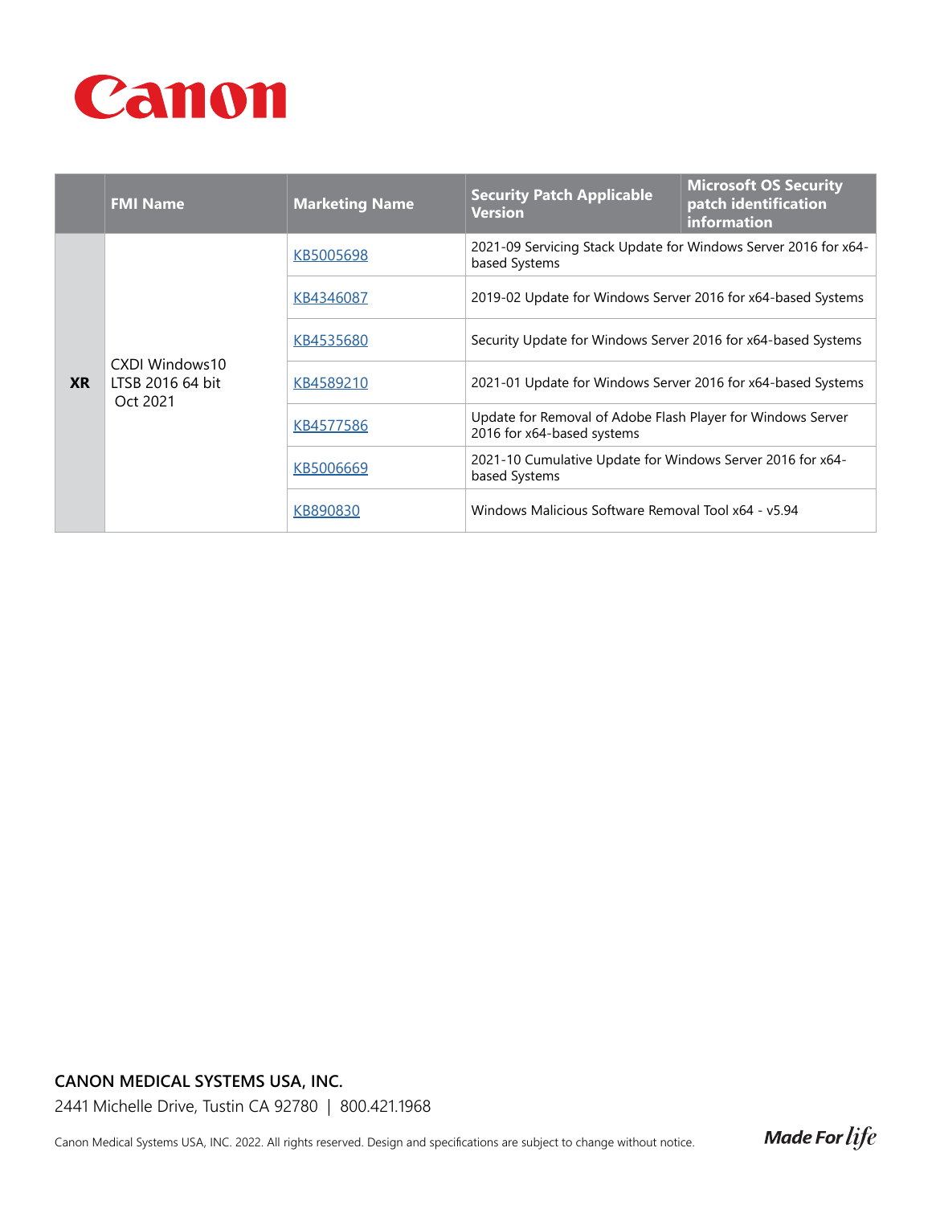| | FMI Name | Marketing Name | Security Patch Applicable Version | Microsoft OS Security patch identification information |
|---|---|---|---|---|
| **XR** | CXDI Windows10 LTSB 2016 64 bit Oct 2021 | KB5005698 | 2021-09 Servicing Stack Update for Windows Server 2016 for x64-based Systems | |
| | | KB4346087 | 2019-02 Update for Windows Server 2016 for x64-based Systems | |
| | | KB4535680 | Security Update for Windows Server 2016 for x64-based Systems | |
| | | KB4589210 | 2021-01 Update for Windows Server 2016 for x64-based Systems | |
| | | KB4577586 | Update for Removal of Adobe Flash Player for Windows Server 2016 for x64-based systems | |
| | | KB5006669 | 2021-10 Cumulative Update for Windows Server 2016 for x64-based Systems | |
| | | KB890830 | Windows Malicious Software Removal Tool x64 - v5.94 | |

**CANON MEDICAL SYSTEMS USA, INC.**

2441 Michelle Drive, Tustin CA 92780 | 800.421.1968

Canon Medical Systems USA, INC. 2022. All rights reserved. Design and specifications are subject to change without notice.

*Made For life*